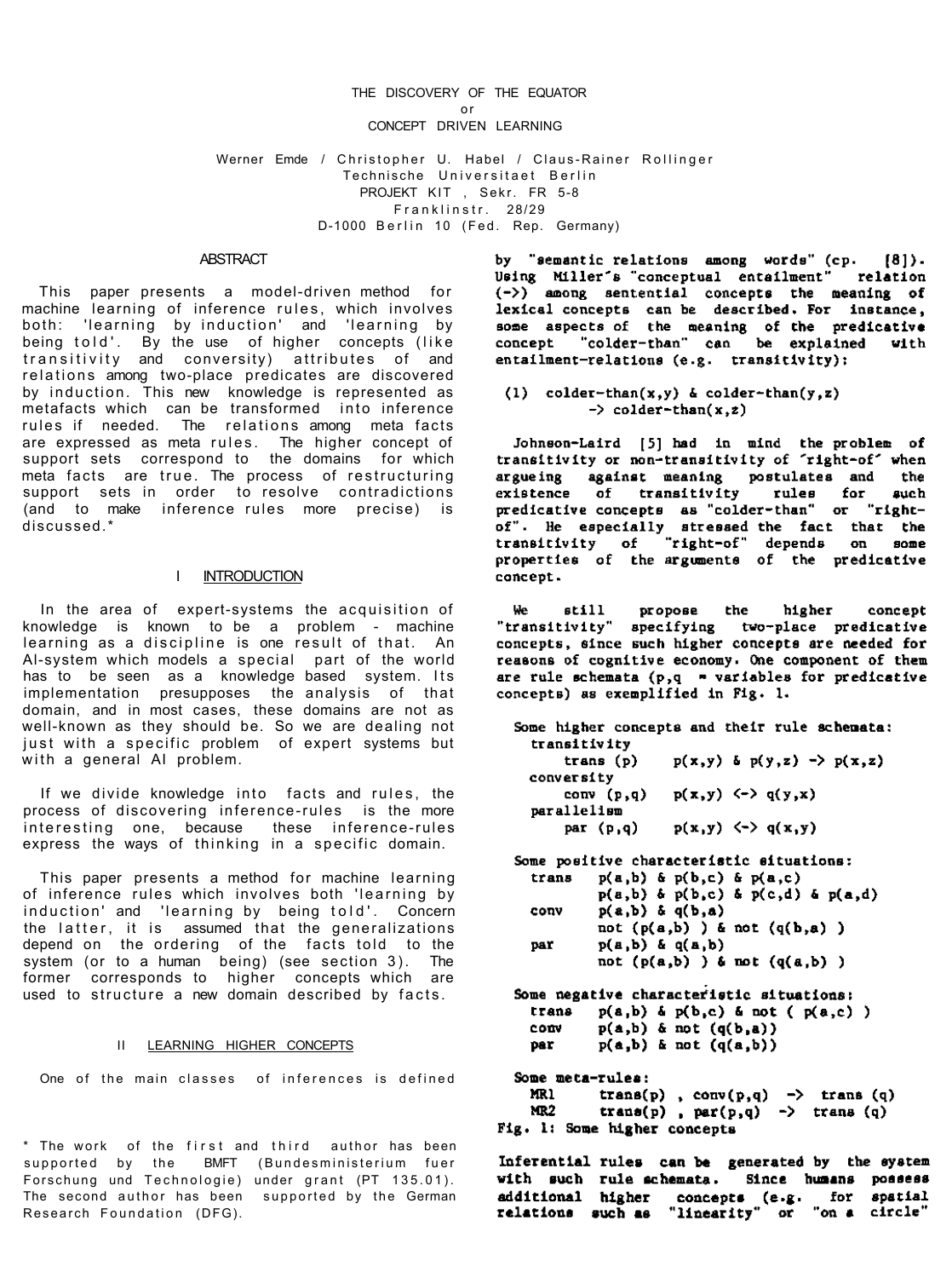# THE DISCOVERY OF THE EQUATOR
or
# CONCEPT DRIVEN LEARNING

Werner Emde / Christopher U. Habel / Claus-Rainer Rollinger
Technische Universitaet Berlin
PROJEKT KIT , Sekr. FR 5-8
Franklinstr. 28/29
D-1000 Berlin 10 (Fed. Rep. Germany)

## ABSTRACT

This paper presents a model-driven method for machine learning of inference rules, which involves both: 'learning by induction' and 'learning by being told'. By the use of higher concepts (like transitivity and conversity) attributes of and relations among two-place predicates are discovered by induction. This new knowledge is represented as metafacts which can be transformed into inference rules if needed. The relations among meta facts are expressed as meta rules. The higher concept of support sets correspond to the domains for which meta facts are true. The process of restructuring support sets in order to resolve contradictions (and to make inference rules more precise) is discussed.*

## I INTRODUCTION

In the area of expert-systems the acquisition of knowledge is known to be a problem - machine learning as a discipline is one result of that. An AI-system which models a special part of the world has to be seen as a knowledge based system. Its implementation presupposes the analysis of that domain, and in most cases, these domains are not as well-known as they should be. So we are dealing not just with a specific problem of expert systems but with a general AI problem.

If we divide knowledge into facts and rules, the process of discovering inference-rules is the more interesting one, because these inference-rules express the ways of thinking in a specific domain.

This paper presents a method for machine learning of inference rules which involves both 'learning by induction' and 'learning by being told'. Concern the latter, it is assumed that the generalizations depend on the ordering of the facts told to the system (or to a human being) (see section 3). The former corresponds to higher concepts which are used to structure a new domain described by facts.

## II LEARNING HIGHER CONCEPTS

One of the main classes of inferences is defined by "semantic relations among words" (cp. [8]). Using Miller's "conceptual entailment" relation (->) among sentential concepts the meaning of lexical concepts can be described. For instance, some aspects of the meaning of the predicative concept "colder-than" can be explained with entailment-relations (e.g. transitivity):

```
(1)  colder-than(x,y) & colder-than(y,z)
        -> colder-than(x,z)
```

Johnson-Laird [5] had in mind the problem of transitivity or non-transitivity of 'right-of' when argueing against meaning postulates and the existence of transitivity rules for such predicative concepts as "colder-than" or "right-of". He especially stressed the fact that the transitivity of "right-of" depends on some properties of the arguments of the predicative concept.

We still propose the higher concept "transitivity" specifying two-place predicative concepts, since such higher concepts are needed for reasons of cognitive economy. One component of them are rule schemata (p,q = variables for predicative concepts) as exemplified in Fig. 1.

```
Some higher concepts and their rule schemata:
  transitivity
      trans (p)     p(x,y) & p(y,z) -> p(x,z)
  conversity
      conv (p,q)    p(x,y) <-> q(y,x)
  parallelism
      par (p,q)     p(x,y) <-> q(x,y)

Some positive characteristic situations:
  trans   p(a,b) & p(b,c) & p(a,c)
          p(a,b) & p(b,c) & p(c,d) & p(a,d)
  conv    p(a,b) & q(b,a)
          not (p(a,b) ) & not (q(b,a) )
  par     p(a,b) & q(a,b)
          not (p(a,b) ) & not (q(a,b) )

Some negative characteristic situations:
  trans   p(a,b) & p(b,c) & not ( p(a,c) )
  conv    p(a,b) & not (q(b,a))
  par     p(a,b) & not (q(a,b))

Some meta-rules:
  MR1     trans(p) , conv(p,q)  ->  trans (q)
  MR2     trans(p) , par(p,q)   ->  trans (q)
```

Fig. 1: Some higher concepts

Inferential rules can be generated by the system with such rule schemata. Since humans possess additional higher concepts (e.g. for spatial relations such as "linearity" or "on a circle"

* The work of the first and third author has been supported by the BMFT (Bundesministerium fuer Forschung und Technologie) under grant (PT 135.01). The second author has been supported by the German Research Foundation (DFG).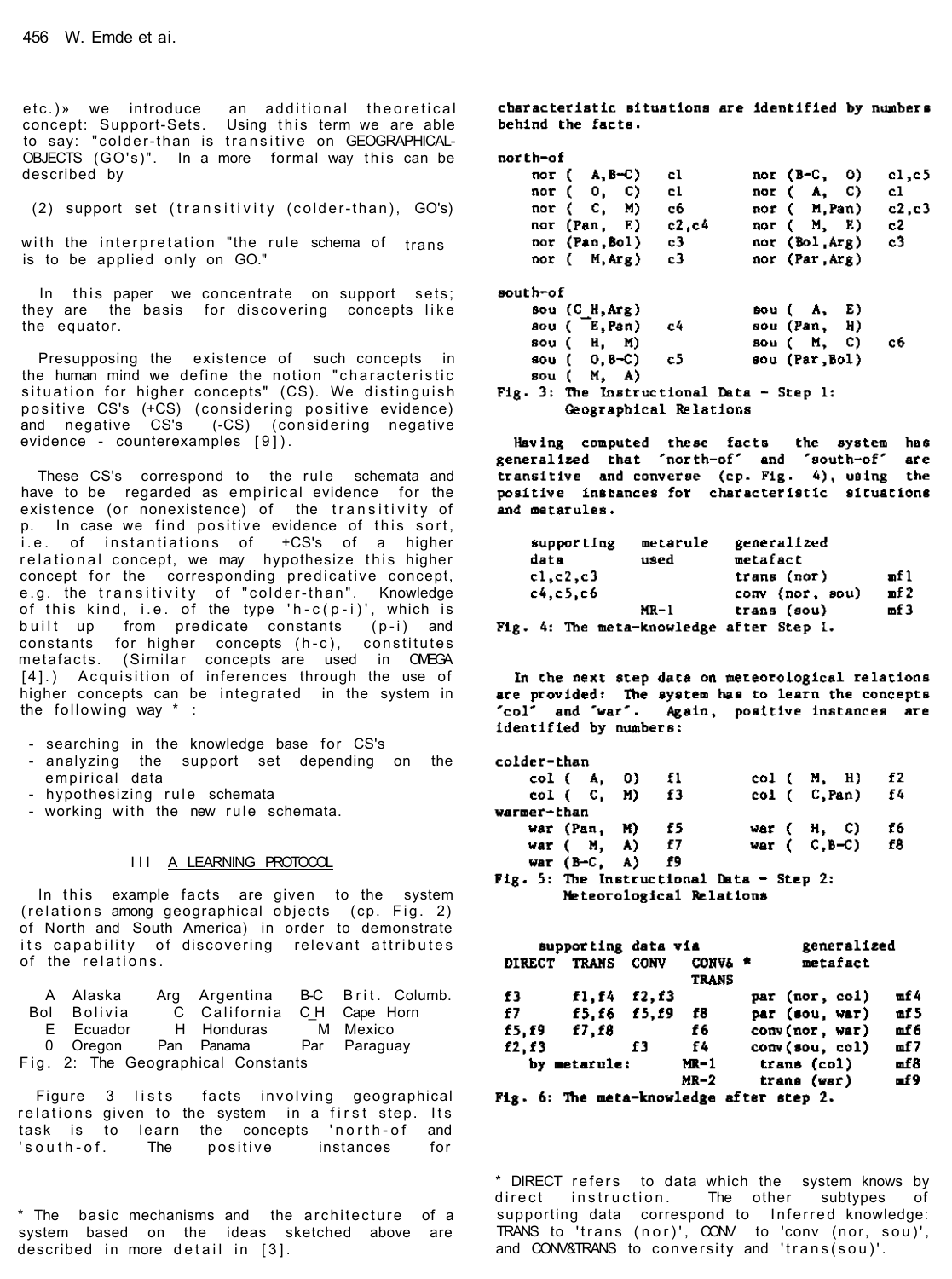etc.)» we introduce an additional theoretical concept: Support-Sets. Using this term we are able to say: "colder-than is transitive on GEOGRAPHICAL-OBJECTS (GO's)". In a more formal way this can be described by

(2) support set (transitivity (colder-than), GO's)

with the interpretation "the rule schema of trans is to be applied only on GO."

In this paper we concentrate on support sets; they are the basis for discovering concepts like the equator.

Presupposing the existence of such concepts in the human mind we define the notion "characteristic situation for higher concepts" (CS). We distinguish positive CS's (+CS) (considering positive evidence) and negative CS's (-CS) (considering negative evidence - counterexamples [9]).

These CS's correspond to the rule schemata and have to be regarded as empirical evidence for the existence (or nonexistence) of the transitivity of p. In case we find positive evidence of this sort, i.e. of instantiations of +CS's of a higher relational concept, we may hypothesize this higher concept for the corresponding predicative concept, e.g. the transitivity of "colder-than". Knowledge of this kind, i.e. of the type 'h-c(p-i)', which is built up from predicate constants (p-i) and constants for higher concepts (h-c), constitutes metafacts. (Similar concepts are used in OMEGA [4].) Acquisition of inferences through the use of higher concepts can be integrated in the system in the following way * :

- searching in the knowledge base for CS's
- analyzing the support set depending on the empirical data
- hypothesizing rule schemata
- working with the new rule schemata.

## III A LEARNING PROTOCOL

In this example facts are given to the system (relations among geographical objects (cp. Fig. 2) of North and South America) in order to demonstrate its capability of discovering relevant attributes of the relations.

| | | | | | |
|---|---|---|---|---|---|
| A | Alaska | Arg | Argentina | B-C | Brit. Columb. |
| Bol | Bolivia | C | California | C_H | Cape Horn |
| E | Ecuador | H | Honduras | M | Mexico |
| 0 | Oregon | Pan | Panama | Par | Paraguay |

Fig. 2: The Geographical Constants

Figure 3 lists facts involving geographical relations given to the system in a first step. Its task is to learn the concepts 'north-of and 'south-of. The positive instances for characteristic situations are identified by numbers behind the facts.

north-of

| | | | |
|---|---|---|---|
| nor ( A,B-C) | c1 | nor (B-C, O) | c1,c5 |
| nor ( O, C) | c1 | nor ( A, C) | c1 |
| nor ( C, M) | c6 | nor ( M,Pan) | c2,c3 |
| nor (Pan, E) | c2,c4 | nor ( M, E) | c2 |
| nor (Pan,Bol) | c3 | nor (Bol,Arg) | c3 |
| nor ( M,Arg) | c3 | nor (Par,Arg) | |

south-of

| | | | |
|---|---|---|---|
| sou (C_H,Arg) | | sou ( A, E) | |
| sou ( E,Pan) | c4 | sou (Pan, H) | |
| sou ( H, M) | | sou ( M, C) | c6 |
| sou ( O,B-C) | c5 | sou (Par,Bol) | |
| sou ( M, A) | | | |

Fig. 3: The Instructional Data - Step 1: Geographical Relations

Having computed these facts the system has generalized that 'north-of' and 'south-of' are transitive and converse (cp. Fig. 4), using the positive instances for characteristic situations and metarules.

| supporting data | metarule used | generalized metafact | |
|---|---|---|---|
| c1,c2,c3 | | trans (nor) | mf1 |
| c4,c5,c6 | | conv (nor, sou) | mf2 |
| | MR-1 | trans (sou) | mf3 |

Fig. 4: The meta-knowledge after Step 1.

In the next step data on meteorological relations are provided: The system has to learn the concepts 'col' and 'war'. Again, positive instances are identified by numbers:

colder-than

| | | | |
|---|---|---|---|
| col ( A, O) | f1 | col ( M, H) | f2 |
| col ( C, M) | f3 | col ( C,Pan) | f4 |

warmer-than

| | | | |
|---|---|---|---|
| war (Pan, M) | f5 | war ( H, C) | f6 |
| war ( M, A) | f7 | war ( C,B-C) | f8 |
| war (B-C, A) | f9 | | |

Fig. 5: The Instructional Data - Step 2: Meteorological Relations

| DIRECT | TRANS | CONV | CONV& * TRANS | generalized metafact | |
|---|---|---|---|---|---|
| f3 | f1,f4 | f2,f3 | | par (nor, col) | mf4 |
| f7 | f5,f6 | f5,f9 | f8 | par (sou, war) | mf5 |
| f5,f9 | f7,f8 | | f6 | conv(nor, war) | mf6 |
| f2,f3 | | f3 | f4 | conv(sou, col) | mf7 |
| by metarule: | | | MR-1 | trans (col) | mf8 |
| | | | MR-2 | trans (war) | mf9 |

Fig. 6: The meta-knowledge after step 2.

* The basic mechanisms and the architecture of a system based on the ideas sketched above are described in more detail in [3].

* DIRECT refers to data which the system knows by direct instruction. The other subtypes of supporting data correspond to Inferred knowledge: TRANS to 'trans (nor)', CONV to 'conv (nor, sou)', and CONV&TRANS to conversity and 'trans(sou)'.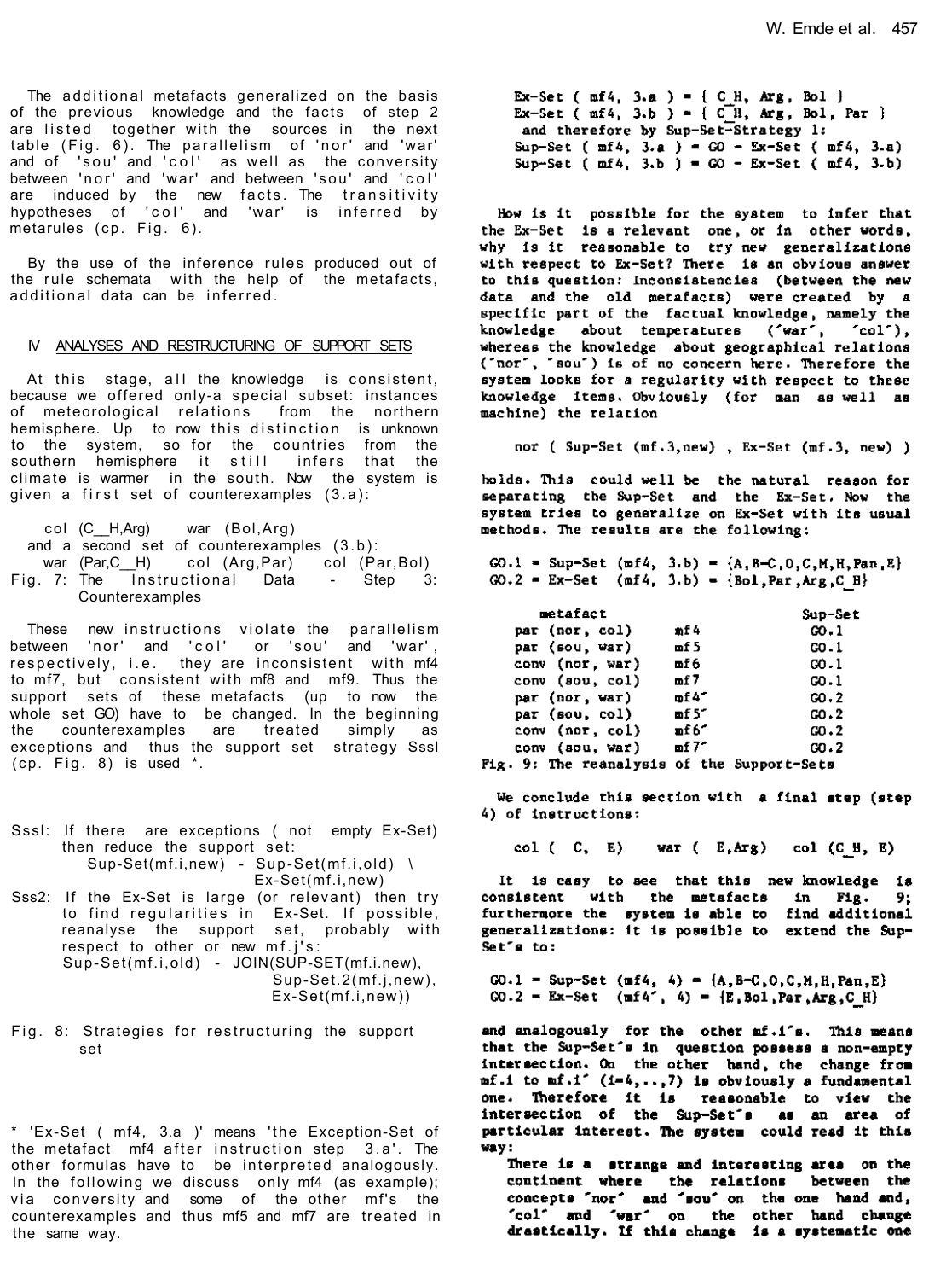The additional metafacts generalized on the basis of the previous knowledge and the facts of step 2 are listed together with the sources in the next table (Fig. 6). The parallelism of 'nor' and 'war' and of 'sou' and 'col' as well as the conversity between 'nor' and 'war' and between 'sou' and 'col' are induced by the new facts. The transitivity hypotheses of 'col' and 'war' is inferred by metarules (cp. Fig. 6).

By the use of the inference rules produced out of the rule schemata with the help of the metafacts, additional data can be inferred.

## IV ANALYSES AND RESTRUCTURING OF SUPPORT SETS

At this stage, all the knowledge is consistent, because we offered only-a special subset: instances of meteorological relations from the northern hemisphere. Up to now this distinction is unknown to the system, so for the countries from the southern hemisphere it still infers that the climate is warmer in the south. Now the system is given a first set of counterexamples (3.a):

col (C__H,Arg) war (Bol,Arg)

and a second set of counterexamples (3.b):

war (Par,C__H) col (Arg,Par) col (Par,Bol)

Fig. 7: The Instructional Data - Step 3: Counterexamples

These new instructions violate the parallelism between 'nor' and 'col' or 'sou' and 'war', respectively, i.e. they are inconsistent with mf4 to mf7, but consistent with mf8 and mf9. Thus the support sets of these metafacts (up to now the whole set GO) have to be changed. In the beginning the counterexamples are treated simply as exceptions and thus the support set strategy Sssl (cp. Fig. 8) is used *.

Sssl: If there are exceptions ( not empty Ex-Set) then reduce the support set:
Sup-Set(mf.i,new) - Sup-Set(mf.i,old) \ Ex-Set(mf.i,new)

Sss2: If the Ex-Set is large (or relevant) then try to find regularities in Ex-Set. If possible, reanalyse the support set, probably with respect to other or new mf.j's:
Sup-Set(mf.i,old) - JOIN(SUP-SET(mf.i.new), Sup-Set.2(mf.j,new), Ex-Set(mf.i,new))

Fig. 8: Strategies for restructuring the support set

\* 'Ex-Set ( mf4, 3.a )' means 'the Exception-Set of the metafact mf4 after instruction step 3.a'. The other formulas have to be interpreted analogously. In the following we discuss only mf4 (as example); via conversity and some of the other mf's the counterexamples and thus mf5 and mf7 are treated in the same way.

Ex-Set ( mf4, 3.a ) = { C_H, Arg, Bol }
Ex-Set ( mf4, 3.b ) = { C_H, Arg, Bol, Par }
and therefore by Sup-Set-Strategy 1:
Sup-Set ( mf4, 3.a ) = GO - Ex-Set ( mf4, 3.a)
Sup-Set ( mf4, 3.b ) = GO - Ex-Set ( mf4, 3.b)

How is it possible for the system to infer that the Ex-Set is a relevant one, or in other words, why is it reasonable to try new generalizations with respect to Ex-Set? There is an obvious answer to this question: Inconsistencies (between the new data and the old metafacts) were created by a specific part of the factual knowledge, namely the knowledge about temperatures ('war', 'col'), whereas the knowledge about geographical relations ('nor', 'sou') is of no concern here. Therefore the system looks for a regularity with respect to these knowledge items. Obviously (for man as well as machine) the relation

nor ( Sup-Set (mf.3,new) , Ex-Set (mf.3, new) )

holds. This could well be the natural reason for separating the Sup-Set and the Ex-Set. Now the system tries to generalize on Ex-Set with its usual methods. The results are the following:

GO.1 = Sup-Set (mf4, 3.b) = {A,B-C,O,C,M,H,Pan,E}
GO.2 = Ex-Set (mf4, 3.b) = {Bol,Par,Arg,C_H}

| metafact | | Sup-Set |
|---|---|---|
| par (nor, col) | mf4 | GO.1 |
| par (sou, war) | mf5 | GO.1 |
| conv (nor, war) | mf6 | GO.1 |
| conv (sou, col) | mf7 | GO.1 |
| par (nor, war) | mf4' | GO.2 |
| par (sou, col) | mf5' | GO.2 |
| conv (nor, col) | mf6' | GO.2 |
| conv (sou, war) | mf7' | GO.2 |

Fig. 9: The reanalysis of the Support-Sets

We conclude this section with a final step (step 4) of instructions:

col ( C, E) war ( E,Arg) col (C_H, E)

It is easy to see that this new knowledge is consistent with the metafacts in Fig. 9; furthermore the system is able to find additional generalizations: it is possible to extend the Sup-Set's to:

GO.1 = Sup-Set (mf4, 4) = {A,B-C,O,C,M,H,Pan,E}
GO.2 = Ex-Set (mf4', 4) = {E,Bol,Par,Arg,C_H}

and analogously for the other mf.i's. This means that the Sup-Set's in question possess a non-empty intersection. On the other hand, the change from mf.i to mf.i' (i=4,..,7) is obviously a fundamental one. Therefore it is reasonable to view the intersection of the Sup-Set's as an area of particular interest. The system could read it this way:

There is a strange and interesting area on the continent where the relations between the concepts 'nor' and 'sou' on the one hand and, 'col' and 'war' on the other hand change drastically. If this change is a systematic one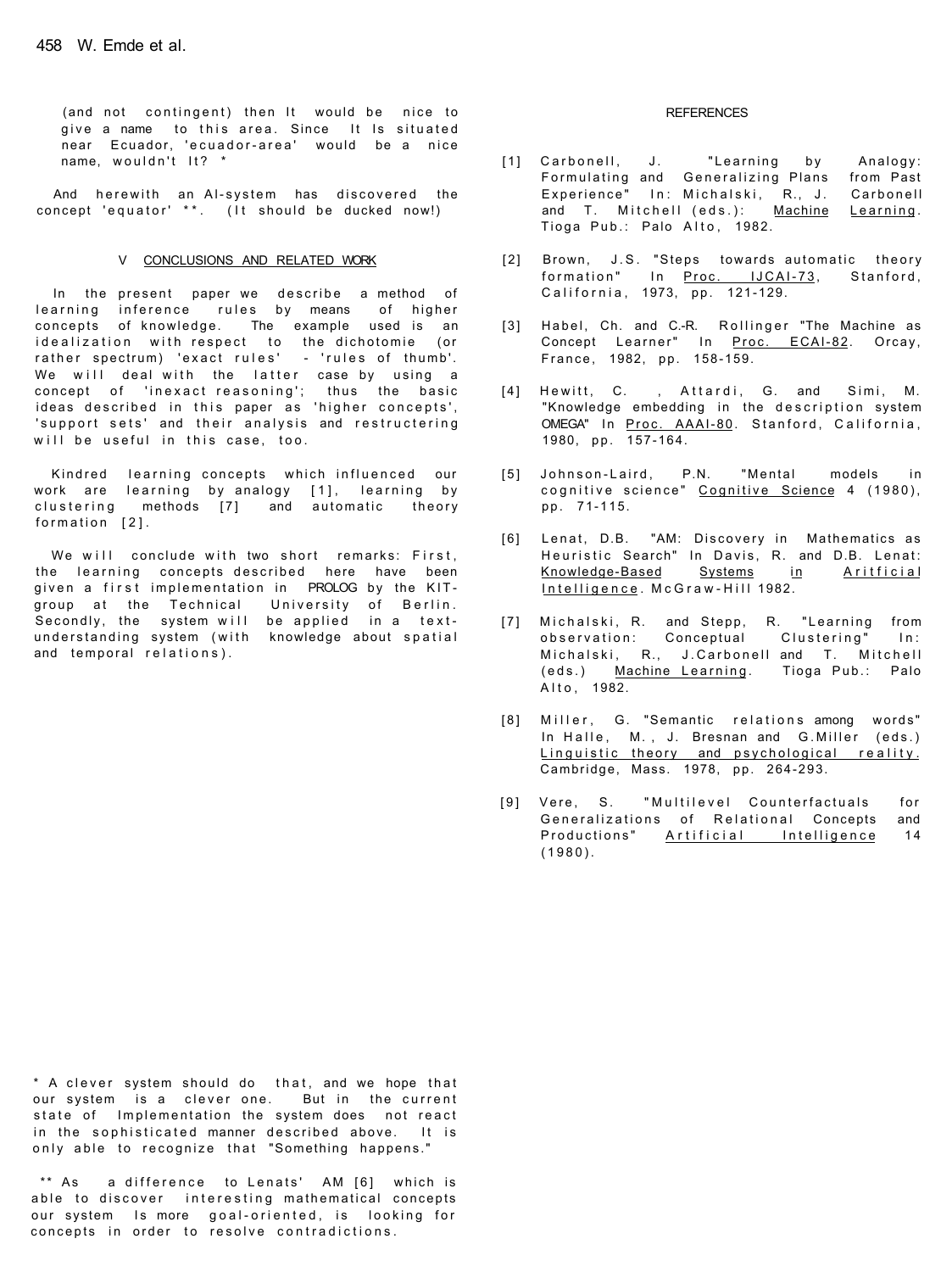(and not contingent) then It would be nice to give a name to this area. Since It Is situated near Ecuador, 'ecuador-area' would be a nice name, wouldn't It? *

And herewith an AI-system has discovered the concept 'equator' **. (It should be ducked now!)

## V CONCLUSIONS AND RELATED WORK

In the present paper we describe a method of learning inference rules by means of higher concepts of knowledge. The example used is an idealization with respect to the dichotomie (or rather spectrum) 'exact rules' - 'rules of thumb'. We will deal with the latter case by using a concept of 'inexact reasoning'; thus the basic ideas described in this paper as 'higher concepts', 'support sets' and their analysis and restructering will be useful in this case, too.

Kindred learning concepts which influenced our work are learning by analogy [1], learning by clustering methods [7] and automatic theory formation [2].

We will conclude with two short remarks: First, the learning concepts described here have been given a first implementation in PROLOG by the KIT-group at the Technical University of Berlin. Secondly, the system will be applied in a text-understanding system (with knowledge about spatial and temporal relations).

* A clever system should do that, and we hope that our system is a clever one. But in the current state of Implementation the system does not react in the sophisticated manner described above. It is only able to recognize that "Something happens."

** As a difference to Lenats' AM [6] which is able to discover interesting mathematical concepts our system Is more goal-oriented, is looking for concepts in order to resolve contradictions.

## REFERENCES

[1] Carbonell, J. "Learning by Analogy: Formulating and Generalizing Plans from Past Experience" In: Michalski, R., J. Carbonell and T. Mitchell (eds.): Machine Learning. Tioga Pub.: Palo Alto, 1982.

[2] Brown, J.S. "Steps towards automatic theory formation" In Proc. IJCAI-73, Stanford, California, 1973, pp. 121-129.

[3] Habel, Ch. and C.-R. Rollinger "The Machine as Concept Learner" In Proc. ECAI-82. Orcay, France, 1982, pp. 158-159.

[4] Hewitt, C. , Attardi, G. and Simi, M. "Knowledge embedding in the description system OMEGA" In Proc. AAAI-80. Stanford, California, 1980, pp. 157-164.

[5] Johnson-Laird, P.N. "Mental models in cognitive science" Cognitive Science 4 (1980), pp. 71-115.

[6] Lenat, D.B. "AM: Discovery in Mathematics as Heuristic Search" In Davis, R. and D.B. Lenat: Knowledge-Based Systems in Aritficial Intelligence. McGraw-Hill 1982.

[7] Michalski, R. and Stepp, R. "Learning from observation: Conceptual Clustering" In: Michalski, R., J.Carbonell and T. Mitchell (eds.) Machine Learning. Tioga Pub.: Palo Alto, 1982.

[8] Miller, G. "Semantic relations among words" In Halle, M., J. Bresnan and G.Miller (eds.) Linguistic theory and psychological reality. Cambridge, Mass. 1978, pp. 264-293.

[9] Vere, S. "Multilevel Counterfactuals for Generalizations of Relational Concepts and Productions" Artificial Intelligence 14 (1980).